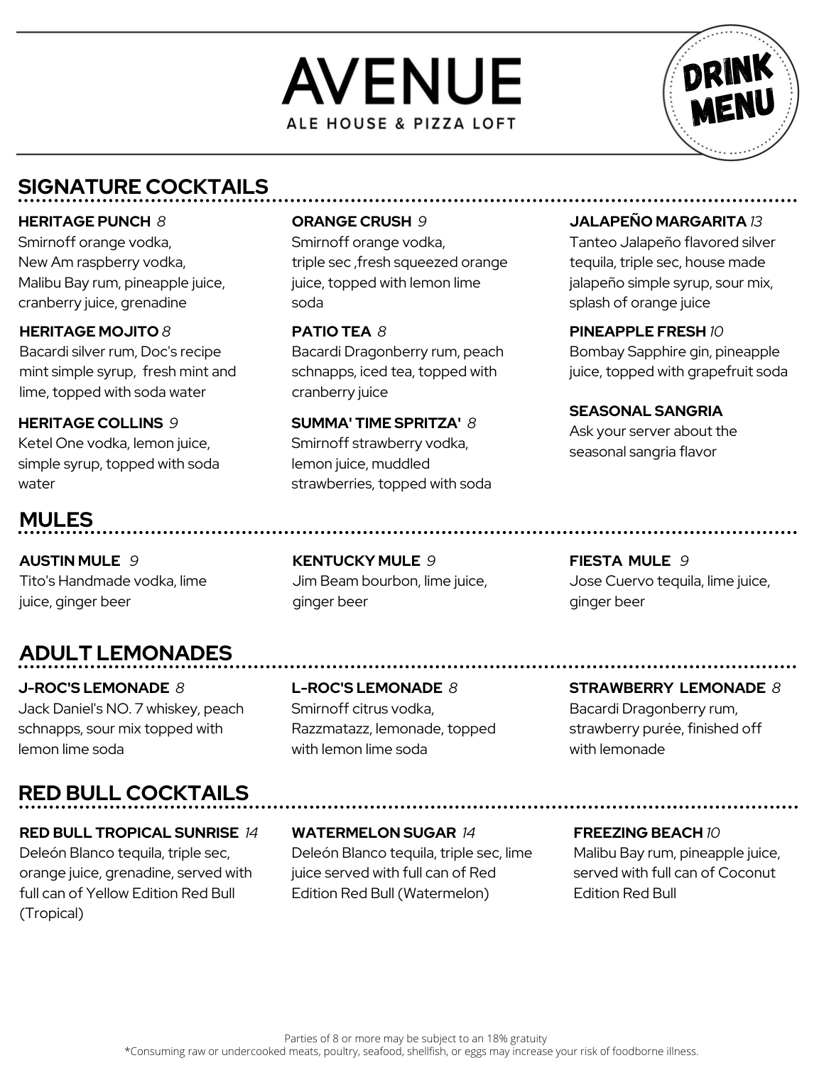# AVENUE

ALE HOUSE & PIZZA LOFT

DRINK MENU

## SIGNATURE COCKTAILS

**HERITAGE PUNCH** *8*
Smirnoff orange vodka, New Am raspberry vodka, Malibu Bay rum, pineapple juice, cranberry juice, grenadine

**HERITAGE MOJITO** *8*
Bacardi silver rum, Doc's recipe mint simple syrup, fresh mint and lime, topped with soda water

**HERITAGE COLLINS** *9*
Ketel One vodka, lemon juice, simple syrup, topped with soda water

**ORANGE CRUSH** *9*
Smirnoff orange vodka, triple sec ,fresh squeezed orange juice, topped with lemon lime soda

**PATIO TEA** *8*
Bacardi Dragonberry rum, peach schnapps, iced tea, topped with cranberry juice

**SUMMA' TIME SPRITZA'** *8*
Smirnoff strawberry vodka, lemon juice, muddled strawberries, topped with soda

**JALAPEÑO MARGARITA** *13*
Tanteo Jalapeño flavored silver tequila, triple sec, house made jalapeño simple syrup, sour mix, splash of orange juice

**PINEAPPLE FRESH** *10*
Bombay Sapphire gin, pineapple juice, topped with grapefruit soda

**SEASONAL SANGRIA**
Ask your server about the seasonal sangria flavor

## MULES

**AUSTIN MULE** *9*
Tito's Handmade vodka, lime juice, ginger beer

**KENTUCKY MULE** *9*
Jim Beam bourbon, lime juice, ginger beer

**FIESTA MULE** *9*
Jose Cuervo tequila, lime juice, ginger beer

## ADULT LEMONADES

**J-ROC'S LEMONADE** *8*
Jack Daniel's NO. 7 whiskey, peach schnapps, sour mix topped with lemon lime soda

**L-ROC'S LEMONADE** *8*
Smirnoff citrus vodka, Razzmatazz, lemonade, topped with lemon lime soda

**STRAWBERRY LEMONADE** *8*
Bacardi Dragonberry rum, strawberry purée, finished off with lemonade

## RED BULL COCKTAILS

**RED BULL TROPICAL SUNRISE** *14*
Deleón Blanco tequila, triple sec, orange juice, grenadine, served with full can of Yellow Edition Red Bull (Tropical)

**WATERMELON SUGAR** *14*
Deleón Blanco tequila, triple sec, lime juice served with full can of Red Edition Red Bull (Watermelon)

**FREEZING BEACH** *10*
Malibu Bay rum, pineapple juice, served with full can of Coconut Edition Red Bull

Parties of 8 or more may be subject to an 18% gratuity
*Consuming raw or undercooked meats, poultry, seafood, shellfish, or eggs may increase your risk of foodborne illness.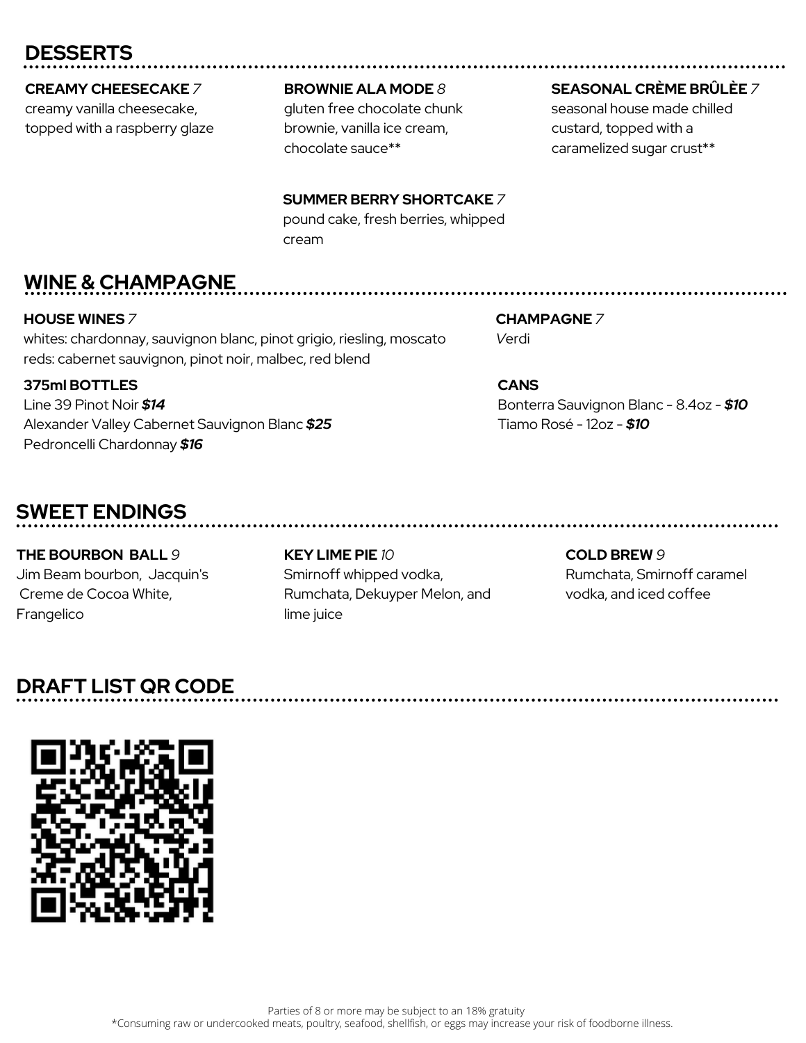## DESSERTS

**CREAMY CHEESECAKE** *7*
creamy vanilla cheesecake, topped with a raspberry glaze

**BROWNIE ALA MODE** *8*
gluten free chocolate chunk brownie, vanilla ice cream, chocolate sauce**

**SEASONAL CRÈME BRÛLÈE** *7*
seasonal house made chilled custard, topped with a caramelized sugar crust**

**SUMMER BERRY SHORTCAKE** *7*
pound cake, fresh berries, whipped cream

## WINE & CHAMPAGNE

**HOUSE WINES** *7*
whites: chardonnay, sauvignon blanc, pinot grigio, riesling, moscato
reds: cabernet sauvignon, pinot noir, malbec, red blend

**CHAMPAGNE** *7*
*Verdi*

**375ml BOTTLES**
Line 39 Pinot Noir ***$14***
Alexander Valley Cabernet Sauvignon Blanc ***$25***
Pedroncelli Chardonnay ***$16***

**CANS**
Bonterra Sauvignon Blanc - 8.4oz - ***$10***
Tiamo Rosé - 12oz - ***$10***

## SWEET ENDINGS

**THE BOURBON BALL** *9*
Jim Beam bourbon, Jacquin's Creme de Cocoa White, Frangelico

**KEY LIME PIE** *10*
Smirnoff whipped vodka, Rumchata, Dekuyper Melon, and lime juice

**COLD BREW** *9*
Rumchata, Smirnoff caramel vodka, and iced coffee

## DRAFT LIST QR CODE

Parties of 8 or more may be subject to an 18% gratuity
*Consuming raw or undercooked meats, poultry, seafood, shellfish, or eggs may increase your risk of foodborne illness.